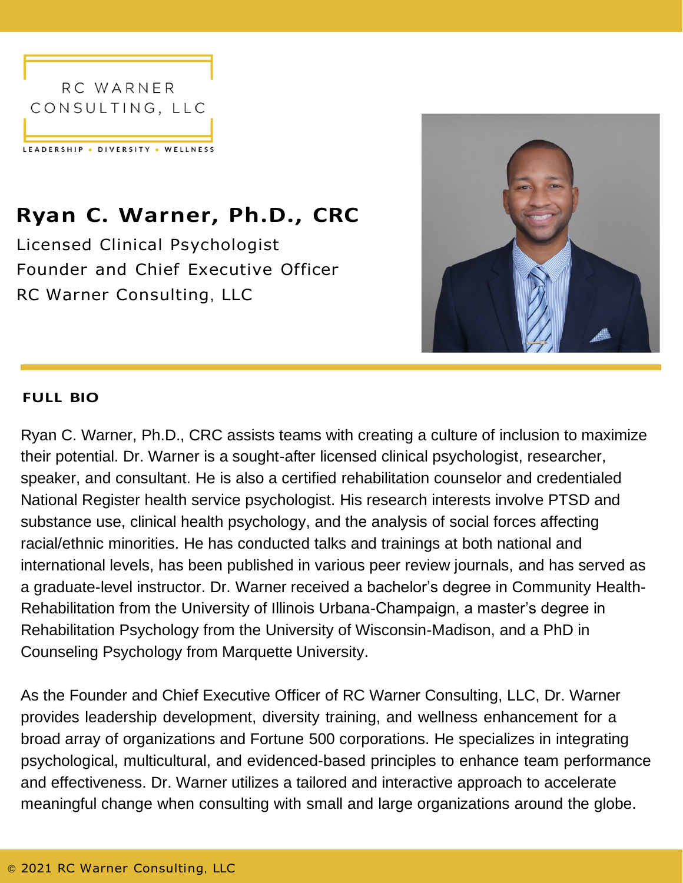RC WARNER CONSULTING, LLC

LEADERSHIP • DIVERSITY • WELLNESS

# Ryan C. Warner, Ph.D., CRC

Licensed Clinical Psychologist
Founder and Chief Executive Officer
RC Warner Consulting, LLC

## FULL BIO

Ryan C. Warner, Ph.D., CRC assists teams with creating a culture of inclusion to maximize their potential. Dr. Warner is a sought-after licensed clinical psychologist, researcher, speaker, and consultant. He is also a certified rehabilitation counselor and credentialed National Register health service psychologist. His research interests involve PTSD and substance use, clinical health psychology, and the analysis of social forces affecting racial/ethnic minorities. He has conducted talks and trainings at both national and international levels, has been published in various peer review journals, and has served as a graduate-level instructor. Dr. Warner received a bachelor's degree in Community Health-Rehabilitation from the University of Illinois Urbana-Champaign, a master's degree in Rehabilitation Psychology from the University of Wisconsin-Madison, and a PhD in Counseling Psychology from Marquette University.

As the Founder and Chief Executive Officer of RC Warner Consulting, LLC, Dr. Warner provides leadership development, diversity training, and wellness enhancement for a broad array of organizations and Fortune 500 corporations. He specializes in integrating psychological, multicultural, and evidenced-based principles to enhance team performance and effectiveness. Dr. Warner utilizes a tailored and interactive approach to accelerate meaningful change when consulting with small and large organizations around the globe.

© 2021 RC Warner Consulting, LLC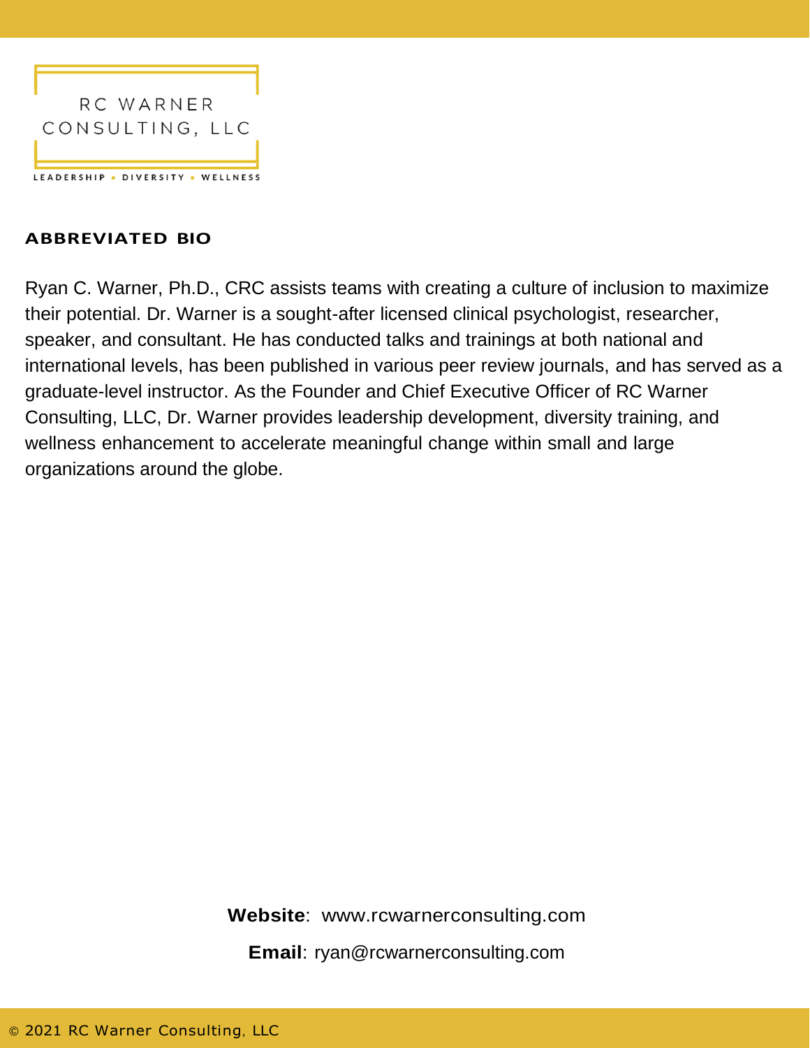RC WARNER
CONSULTING, LLC

LEADERSHIP • DIVERSITY • WELLNESS

## ABBREVIATED BIO

Ryan C. Warner, Ph.D., CRC assists teams with creating a culture of inclusion to maximize their potential. Dr. Warner is a sought-after licensed clinical psychologist, researcher, speaker, and consultant. He has conducted talks and trainings at both national and international levels, has been published in various peer review journals, and has served as a graduate-level instructor. As the Founder and Chief Executive Officer of RC Warner Consulting, LLC, Dr. Warner provides leadership development, diversity training, and wellness enhancement to accelerate meaningful change within small and large organizations around the globe.

**Website**: www.rcwarnerconsulting.com

**Email**: ryan@rcwarnerconsulting.com

© 2021 RC Warner Consulting, LLC